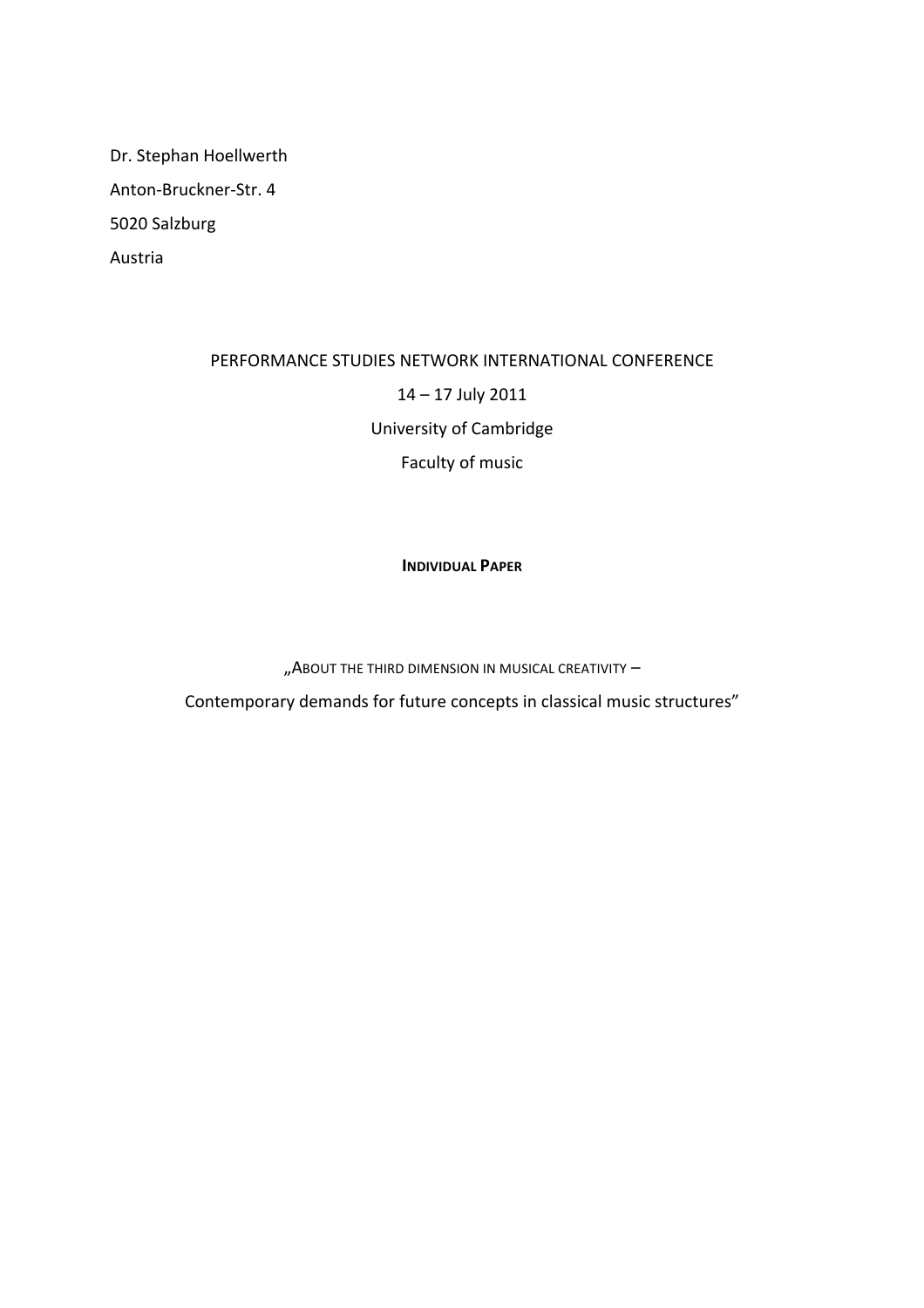Dr. Stephan Hoellwerth

Anton-Bruckner-Str. 4

5020 Salzburg

Austria

PERFORMANCE STUDIES NETWORK INTERNATIONAL CONFERENCE

14 – 17 July 2011

University of Cambridge

Faculty of music

**INDIVIDUAL PAPER**

„ABOUT THE THIRD DIMENSION IN MUSICAL CREATIVITY –

Contemporary demands for future concepts in classical music structures"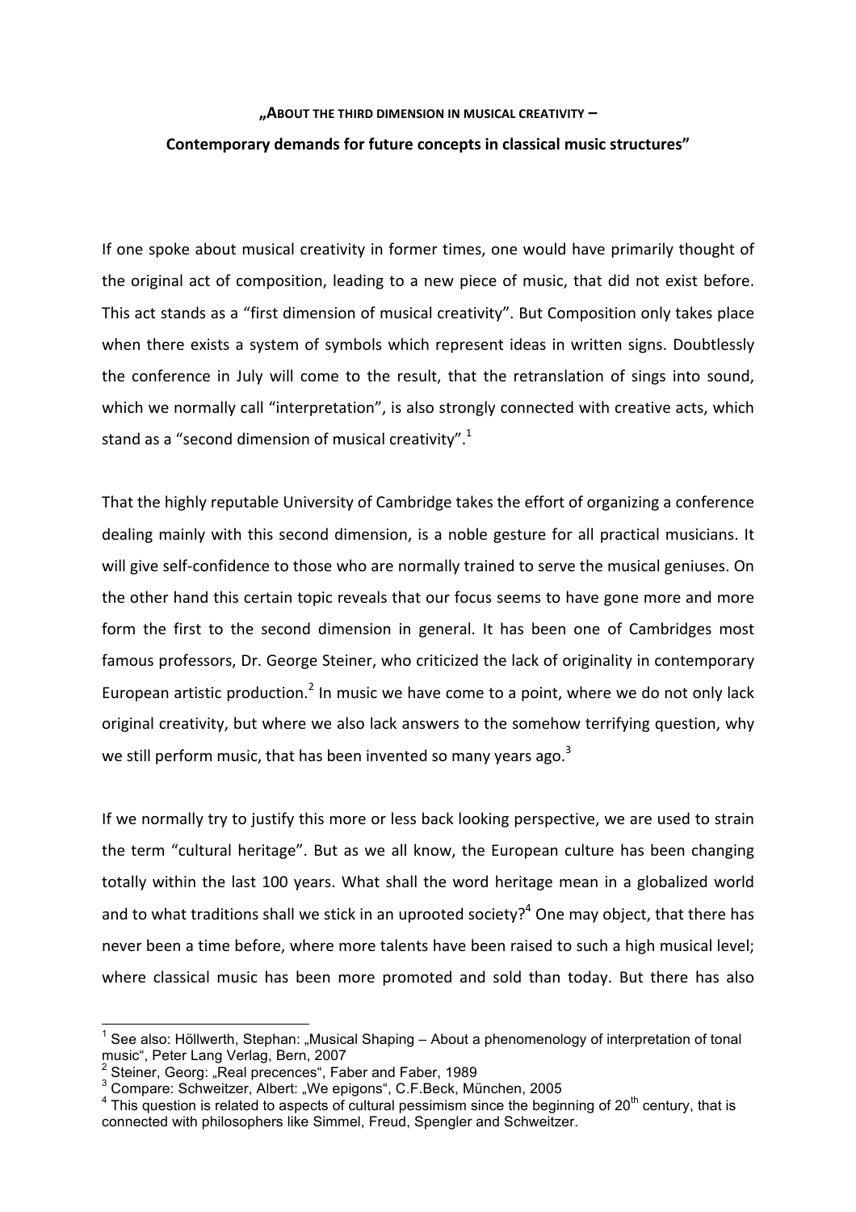**„About the third dimension in musical creativity –**

**Contemporary demands for future concepts in classical music structures"**

If one spoke about musical creativity in former times, one would have primarily thought of the original act of composition, leading to a new piece of music, that did not exist before. This act stands as a "first dimension of musical creativity". But Composition only takes place when there exists a system of symbols which represent ideas in written signs. Doubtlessly the conference in July will come to the result, that the retranslation of sings into sound, which we normally call "interpretation", is also strongly connected with creative acts, which stand as a "second dimension of musical creativity".[1]

That the highly reputable University of Cambridge takes the effort of organizing a conference dealing mainly with this second dimension, is a noble gesture for all practical musicians. It will give self-confidence to those who are normally trained to serve the musical geniuses. On the other hand this certain topic reveals that our focus seems to have gone more and more form the first to the second dimension in general. It has been one of Cambridges most famous professors, Dr. George Steiner, who criticized the lack of originality in contemporary European artistic production.[2] In music we have come to a point, where we do not only lack original creativity, but where we also lack answers to the somehow terrifying question, why we still perform music, that has been invented so many years ago.[3]

If we normally try to justify this more or less back looking perspective, we are used to strain the term "cultural heritage". But as we all know, the European culture has been changing totally within the last 100 years. What shall the word heritage mean in a globalized world and to what traditions shall we stick in an uprooted society?[4] One may object, that there has never been a time before, where more talents have been raised to such a high musical level; where classical music has been more promoted and sold than today. But there has also

---

[1] See also: Höllwerth, Stephan: „Musical Shaping – About a phenomenology of interpretation of tonal music", Peter Lang Verlag, Bern, 2007

[2] Steiner, Georg: „Real precences", Faber and Faber, 1989

[3] Compare: Schweitzer, Albert: „We epigons", C.F.Beck, München, 2005

[4] This question is related to aspects of cultural pessimism since the beginning of 20th century, that is connected with philosophers like Simmel, Freud, Spengler and Schweitzer.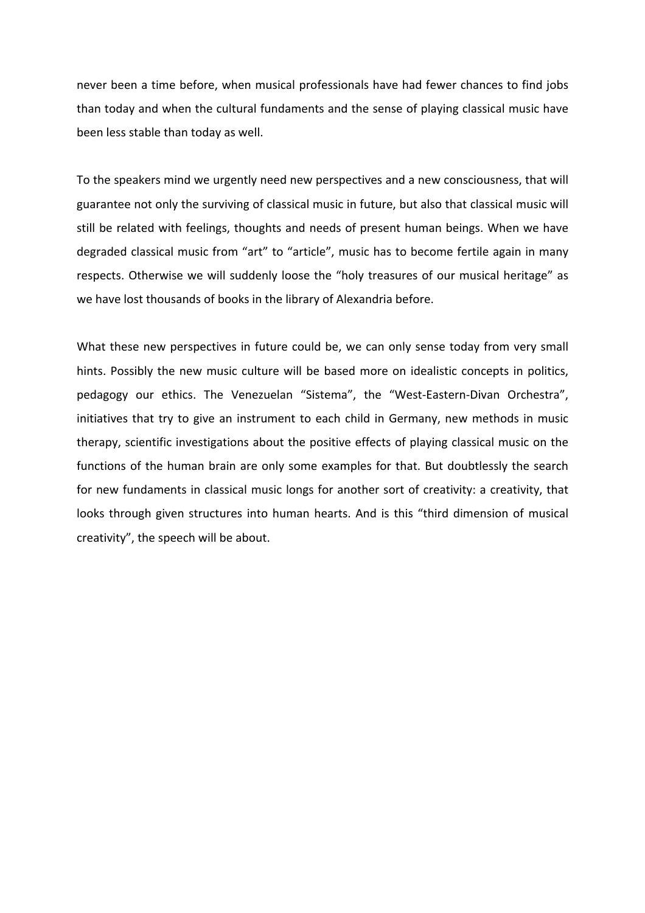never been a time before, when musical professionals have had fewer chances to find jobs than today and when the cultural fundaments and the sense of playing classical music have been less stable than today as well.

To the speakers mind we urgently need new perspectives and a new consciousness, that will guarantee not only the surviving of classical music in future, but also that classical music will still be related with feelings, thoughts and needs of present human beings. When we have degraded classical music from “art” to “article”, music has to become fertile again in many respects. Otherwise we will suddenly loose the “holy treasures of our musical heritage” as we have lost thousands of books in the library of Alexandria before.

What these new perspectives in future could be, we can only sense today from very small hints. Possibly the new music culture will be based more on idealistic concepts in politics, pedagogy our ethics. The Venezuelan “Sistema”, the “West-Eastern-Divan Orchestra”, initiatives that try to give an instrument to each child in Germany, new methods in music therapy, scientific investigations about the positive effects of playing classical music on the functions of the human brain are only some examples for that. But doubtlessly the search for new fundaments in classical music longs for another sort of creativity: a creativity, that looks through given structures into human hearts. And is this “third dimension of musical creativity”, the speech will be about.